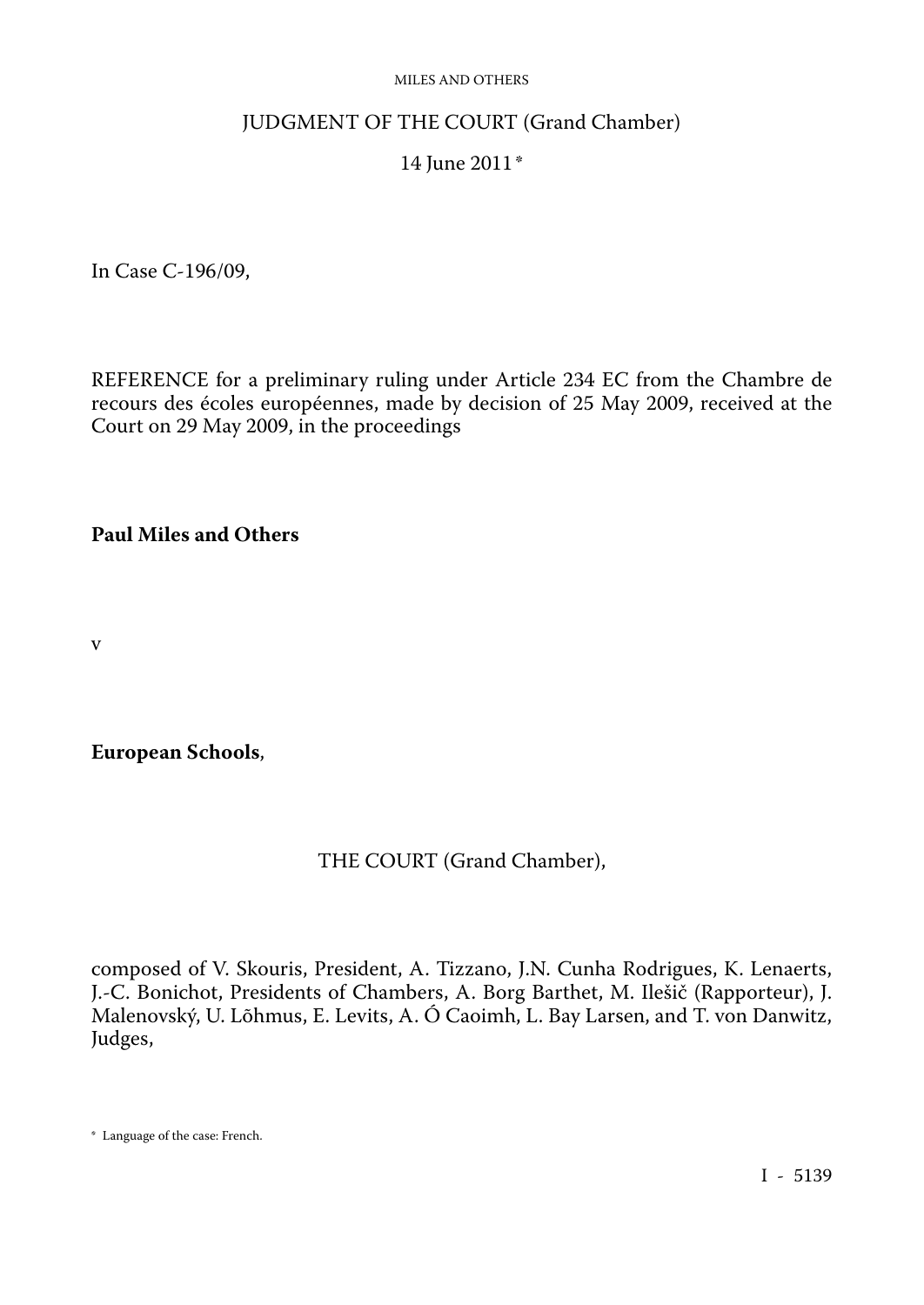JUDGMENT OF THE COURT (Grand Chamber)

14 June 2011 *

In Case C-196/09,

REFERENCE for a preliminary ruling under Article 234 EC from the Chambre de recours des écoles européennes, made by decision of 25 May 2009, received at the Court on 29 May 2009, in the proceedings

**Paul Miles and Others**

v

**European Schools**,

THE COURT (Grand Chamber),

composed of V. Skouris, President, A. Tizzano, J.N. Cunha Rodrigues, K. Lenaerts, J.-C. Bonichot, Presidents of Chambers, A. Borg Barthet, M. Ilešič (Rapporteur), J. Malenovský, U. Lõhmus, E. Levits, A. Ó Caoimh, L. Bay Larsen, and T. von Danwitz, Judges,

\* Language of the case: French.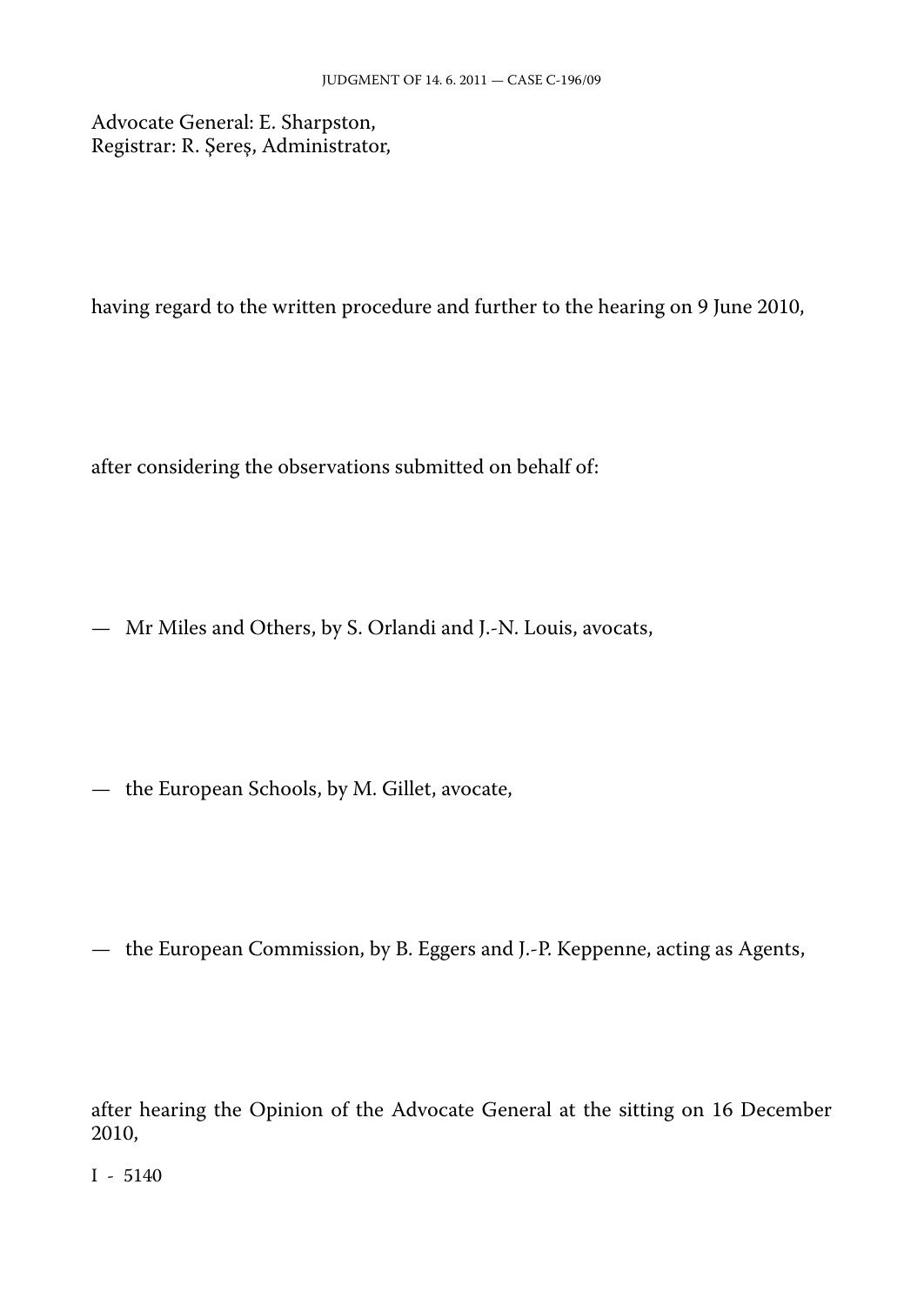Advocate General: E. Sharpston,
Registrar: R. Şereş, Administrator,

having regard to the written procedure and further to the hearing on 9 June 2010,

after considering the observations submitted on behalf of:

— Mr Miles and Others, by S. Orlandi and J.-N. Louis, avocats,

— the European Schools, by M. Gillet, avocate,

— the European Commission, by B. Eggers and J.-P. Keppenne, acting as Agents,

after hearing the Opinion of the Advocate General at the sitting on 16 December 2010,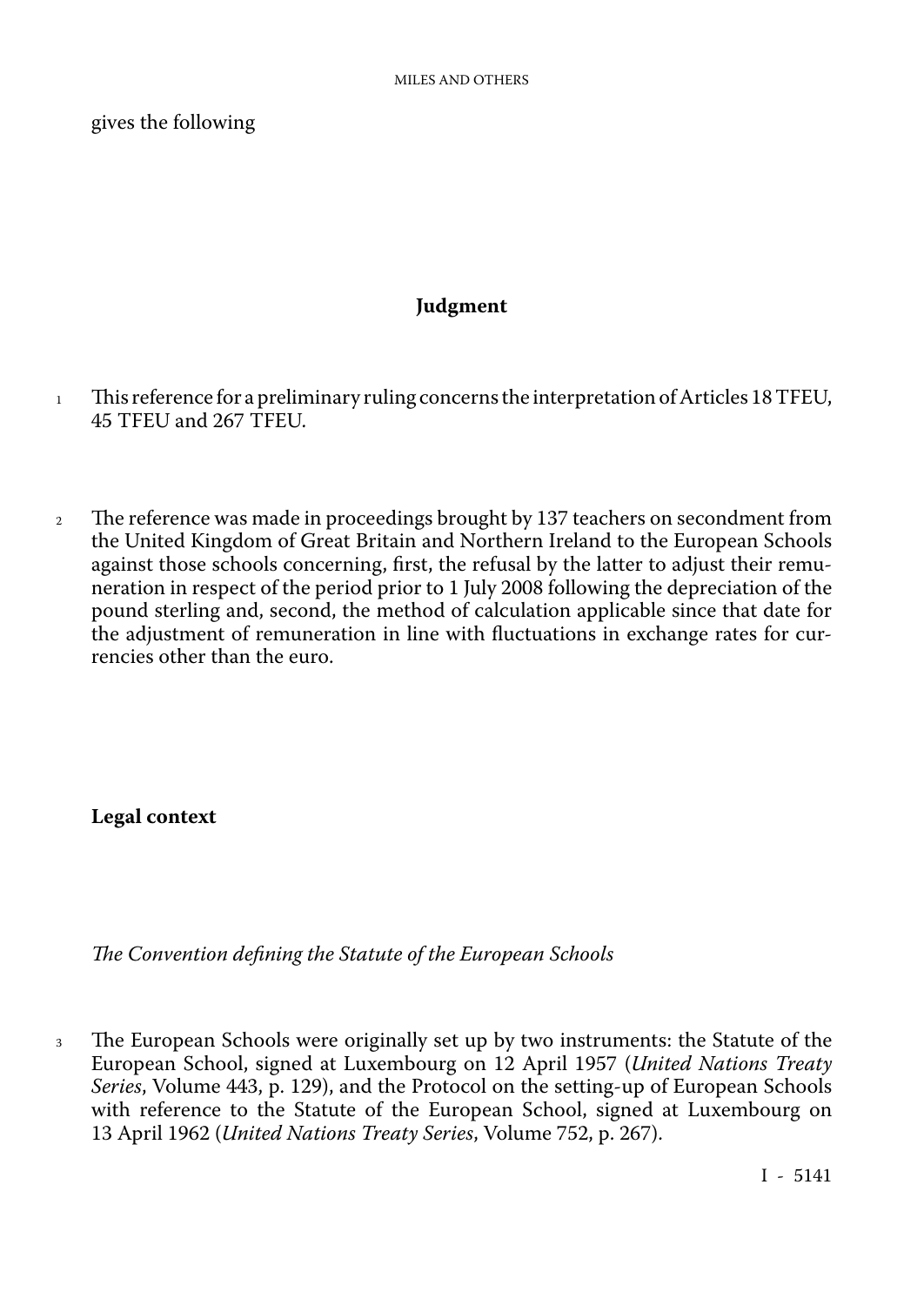gives the following

## Judgment

1 This reference for a preliminary ruling concerns the interpretation of Articles 18 TFEU, 45 TFEU and 267 TFEU.

2 The reference was made in proceedings brought by 137 teachers on secondment from the United Kingdom of Great Britain and Northern Ireland to the European Schools against those schools concerning, first, the refusal by the latter to adjust their remuneration in respect of the period prior to 1 July 2008 following the depreciation of the pound sterling and, second, the method of calculation applicable since that date for the adjustment of remuneration in line with fluctuations in exchange rates for currencies other than the euro.

### Legal context

*The Convention defining the Statute of the European Schools*

3 The European Schools were originally set up by two instruments: the Statute of the European School, signed at Luxembourg on 12 April 1957 (*United Nations Treaty Series*, Volume 443, p. 129), and the Protocol on the setting-up of European Schools with reference to the Statute of the European School, signed at Luxembourg on 13 April 1962 (*United Nations Treaty Series*, Volume 752, p. 267).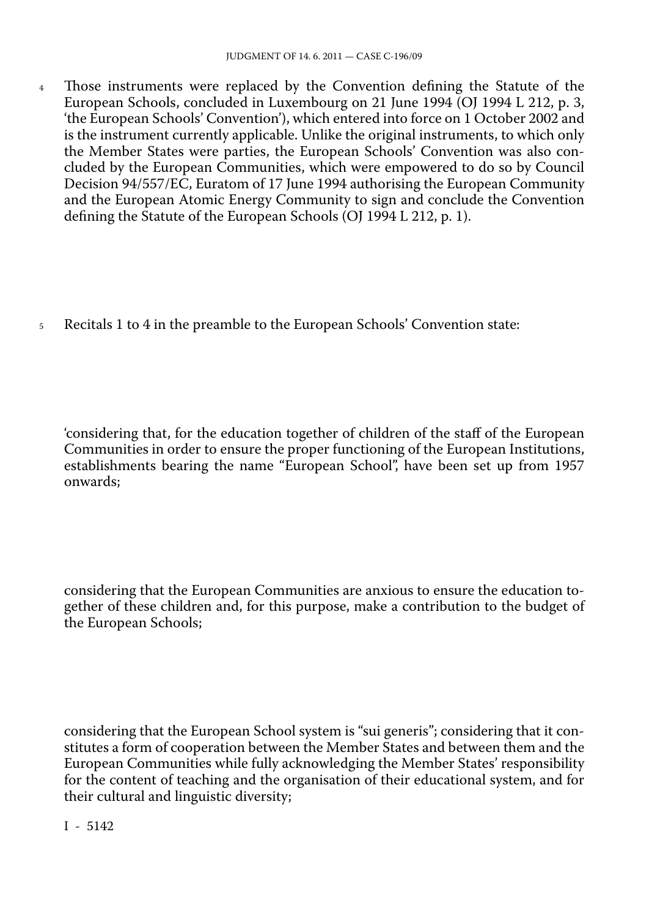4 Those instruments were replaced by the Convention defining the Statute of the European Schools, concluded in Luxembourg on 21 June 1994 (OJ 1994 L 212, p. 3, 'the European Schools' Convention'), which entered into force on 1 October 2002 and is the instrument currently applicable. Unlike the original instruments, to which only the Member States were parties, the European Schools' Convention was also concluded by the European Communities, which were empowered to do so by Council Decision 94/557/EC, Euratom of 17 June 1994 authorising the European Community and the European Atomic Energy Community to sign and conclude the Convention defining the Statute of the European Schools (OJ 1994 L 212, p. 1).

5 Recitals 1 to 4 in the preamble to the European Schools' Convention state:

'considering that, for the education together of children of the staff of the European Communities in order to ensure the proper functioning of the European Institutions, establishments bearing the name "European School", have been set up from 1957 onwards;

considering that the European Communities are anxious to ensure the education together of these children and, for this purpose, make a contribution to the budget of the European Schools;

considering that the European School system is "sui generis"; considering that it constitutes a form of cooperation between the Member States and between them and the European Communities while fully acknowledging the Member States' responsibility for the content of teaching and the organisation of their educational system, and for their cultural and linguistic diversity;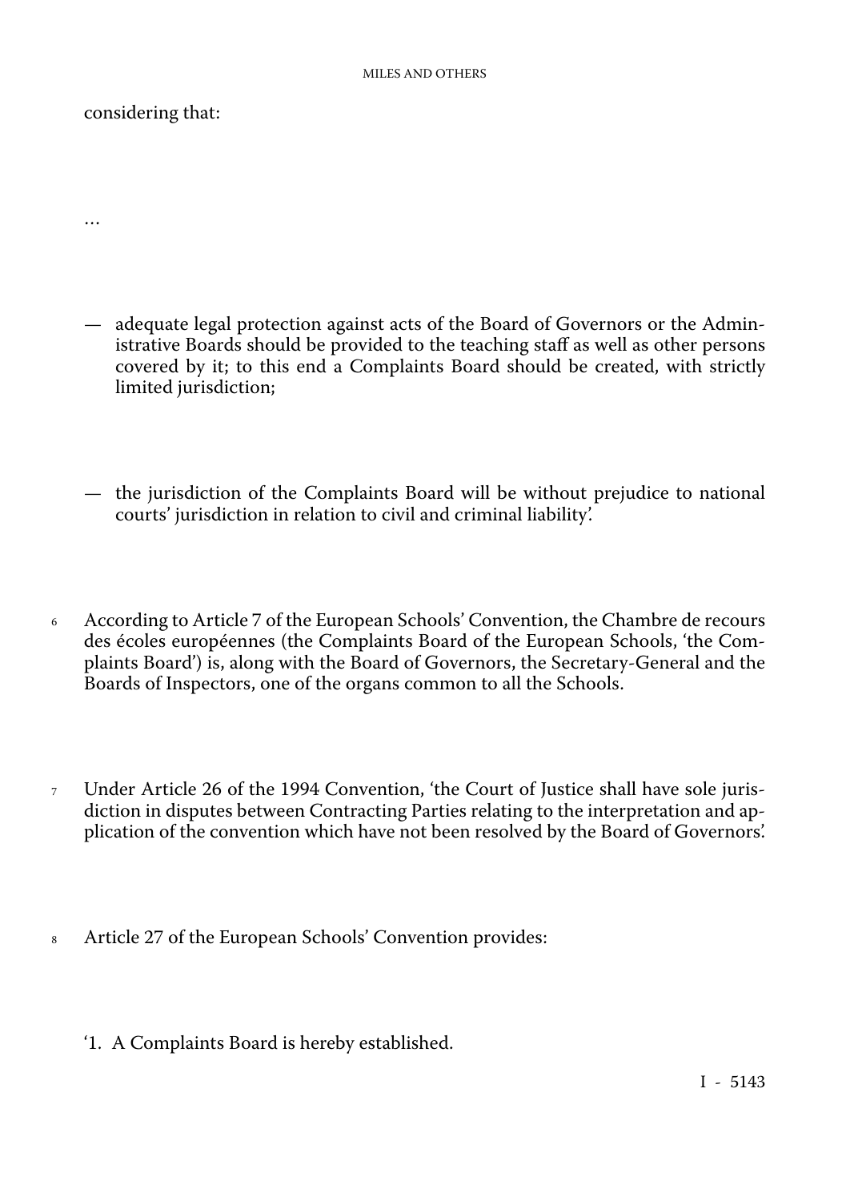considering that:

…

— adequate legal protection against acts of the Board of Governors or the Administrative Boards should be provided to the teaching staff as well as other persons covered by it; to this end a Complaints Board should be created, with strictly limited jurisdiction;

— the jurisdiction of the Complaints Board will be without prejudice to national courts' jurisdiction in relation to civil and criminal liability'.

6 According to Article 7 of the European Schools' Convention, the Chambre de recours des écoles européennes (the Complaints Board of the European Schools, 'the Complaints Board') is, along with the Board of Governors, the Secretary-General and the Boards of Inspectors, one of the organs common to all the Schools.

7 Under Article 26 of the 1994 Convention, 'the Court of Justice shall have sole jurisdiction in disputes between Contracting Parties relating to the interpretation and application of the convention which have not been resolved by the Board of Governors'.

8 Article 27 of the European Schools' Convention provides:

'1. A Complaints Board is hereby established.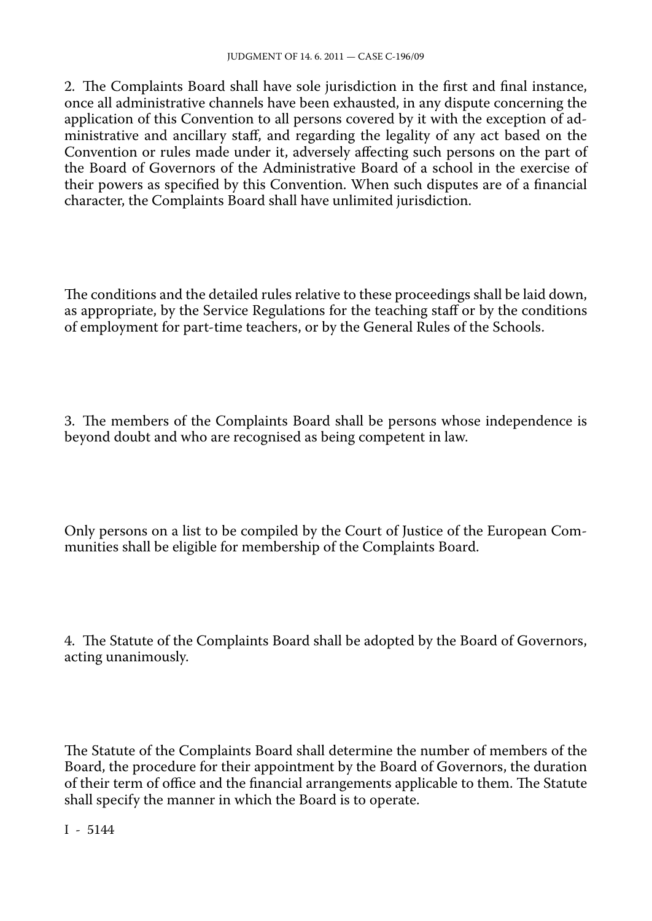2. The Complaints Board shall have sole jurisdiction in the first and final instance, once all administrative channels have been exhausted, in any dispute concerning the application of this Convention to all persons covered by it with the exception of administrative and ancillary staff, and regarding the legality of any act based on the Convention or rules made under it, adversely affecting such persons on the part of the Board of Governors of the Administrative Board of a school in the exercise of their powers as specified by this Convention. When such disputes are of a financial character, the Complaints Board shall have unlimited jurisdiction.

The conditions and the detailed rules relative to these proceedings shall be laid down, as appropriate, by the Service Regulations for the teaching staff or by the conditions of employment for part-time teachers, or by the General Rules of the Schools.

3. The members of the Complaints Board shall be persons whose independence is beyond doubt and who are recognised as being competent in law.

Only persons on a list to be compiled by the Court of Justice of the European Communities shall be eligible for membership of the Complaints Board.

4. The Statute of the Complaints Board shall be adopted by the Board of Governors, acting unanimously.

The Statute of the Complaints Board shall determine the number of members of the Board, the procedure for their appointment by the Board of Governors, the duration of their term of office and the financial arrangements applicable to them. The Statute shall specify the manner in which the Board is to operate.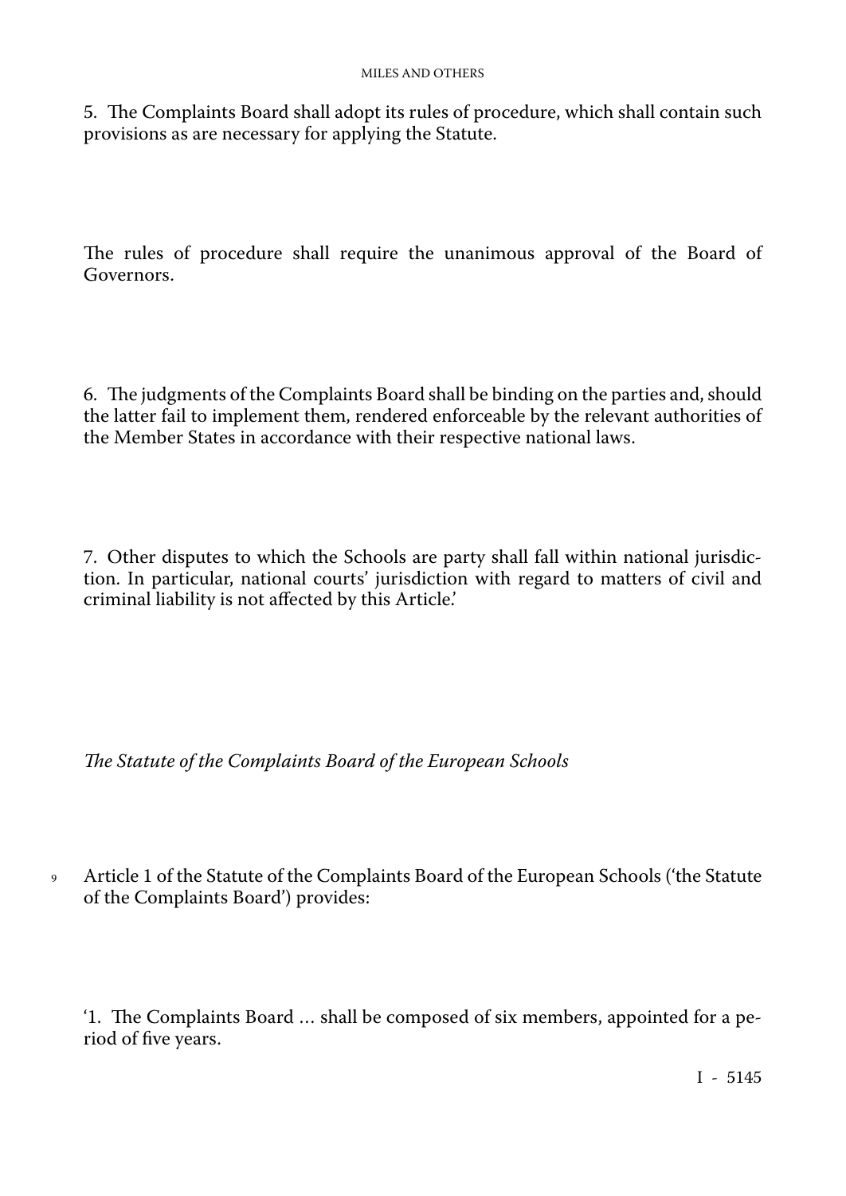5. The Complaints Board shall adopt its rules of procedure, which shall contain such provisions as are necessary for applying the Statute.

The rules of procedure shall require the unanimous approval of the Board of Governors.

6. The judgments of the Complaints Board shall be binding on the parties and, should the latter fail to implement them, rendered enforceable by the relevant authorities of the Member States in accordance with their respective national laws.

7. Other disputes to which the Schools are party shall fall within national jurisdiction. In particular, national courts' jurisdiction with regard to matters of civil and criminal liability is not affected by this Article.'

*The Statute of the Complaints Board of the European Schools*

9 Article 1 of the Statute of the Complaints Board of the European Schools ('the Statute of the Complaints Board') provides:

'1. The Complaints Board … shall be composed of six members, appointed for a period of five years.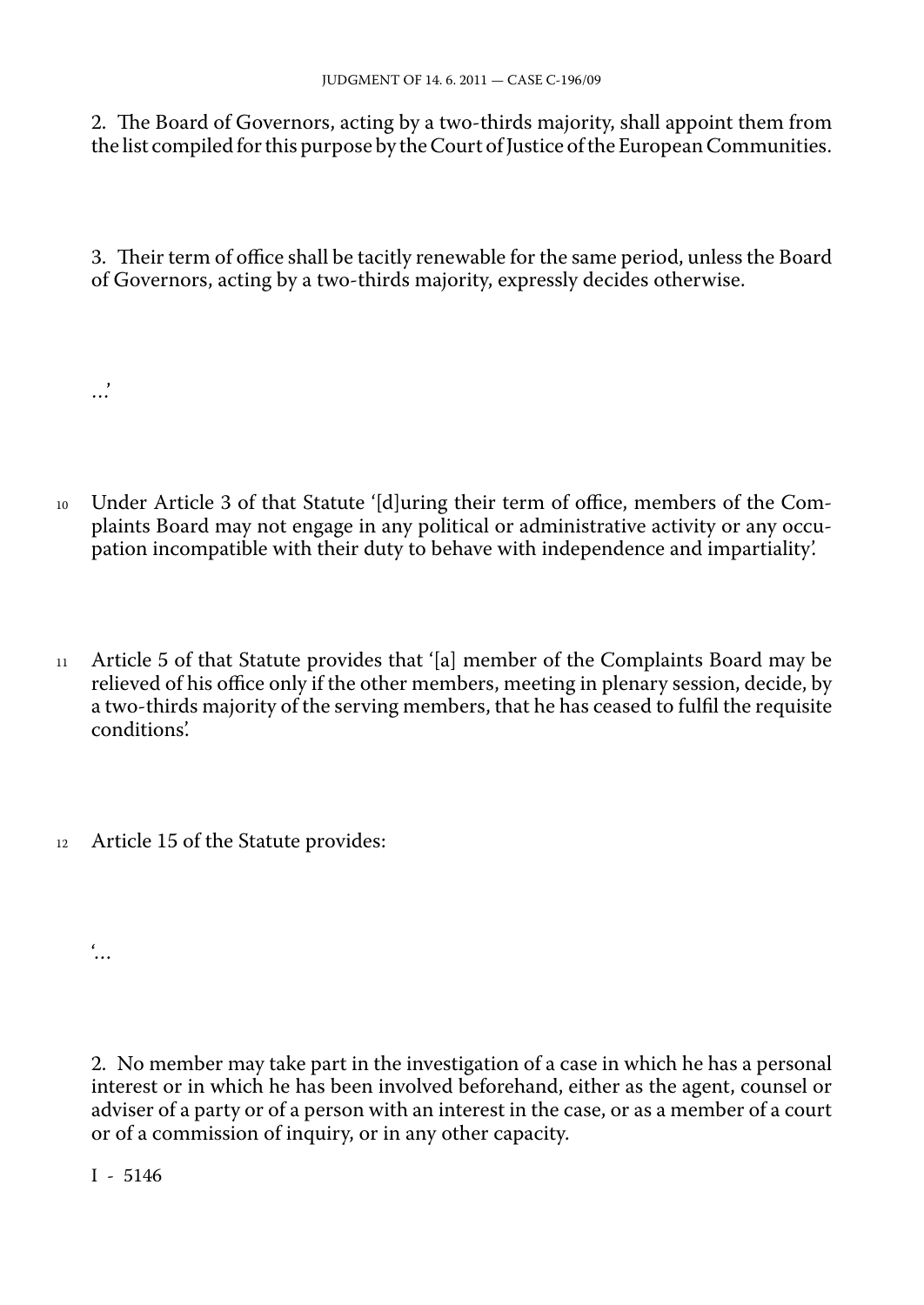2. The Board of Governors, acting by a two-thirds majority, shall appoint them from the list compiled for this purpose by the Court of Justice of the European Communities.

3. Their term of office shall be tacitly renewable for the same period, unless the Board of Governors, acting by a two-thirds majority, expressly decides otherwise.

…'

10 Under Article 3 of that Statute '[d]uring their term of office, members of the Complaints Board may not engage in any political or administrative activity or any occupation incompatible with their duty to behave with independence and impartiality'.

11 Article 5 of that Statute provides that '[a] member of the Complaints Board may be relieved of his office only if the other members, meeting in plenary session, decide, by a two-thirds majority of the serving members, that he has ceased to fulfil the requisite conditions'.

12 Article 15 of the Statute provides:

'…

2. No member may take part in the investigation of a case in which he has a personal interest or in which he has been involved beforehand, either as the agent, counsel or adviser of a party or of a person with an interest in the case, or as a member of a court or of a commission of inquiry, or in any other capacity.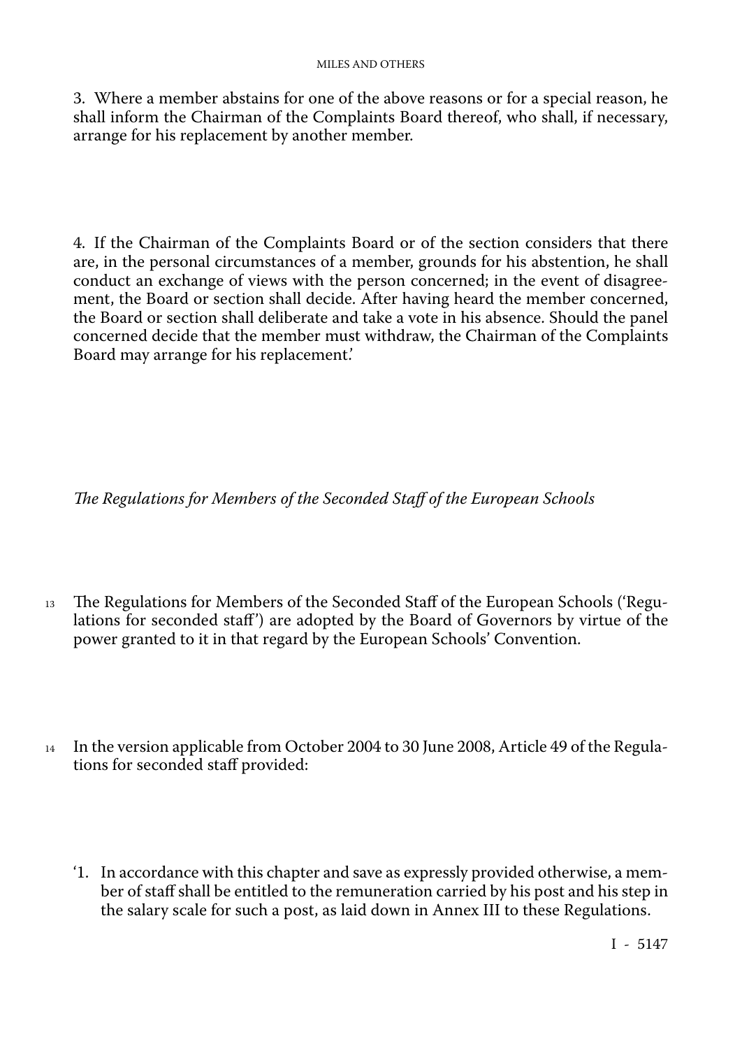3. Where a member abstains for one of the above reasons or for a special reason, he shall inform the Chairman of the Complaints Board thereof, who shall, if necessary, arrange for his replacement by another member.

4. If the Chairman of the Complaints Board or of the section considers that there are, in the personal circumstances of a member, grounds for his abstention, he shall conduct an exchange of views with the person concerned; in the event of disagreement, the Board or section shall decide. After having heard the member concerned, the Board or section shall deliberate and take a vote in his absence. Should the panel concerned decide that the member must withdraw, the Chairman of the Complaints Board may arrange for his replacement.'

*The Regulations for Members of the Seconded Staff of the European Schools*

13 The Regulations for Members of the Seconded Staff of the European Schools ('Regulations for seconded staff') are adopted by the Board of Governors by virtue of the power granted to it in that regard by the European Schools' Convention.

14 In the version applicable from October 2004 to 30 June 2008, Article 49 of the Regulations for seconded staff provided:

'1. In accordance with this chapter and save as expressly provided otherwise, a member of staff shall be entitled to the remuneration carried by his post and his step in the salary scale for such a post, as laid down in Annex III to these Regulations.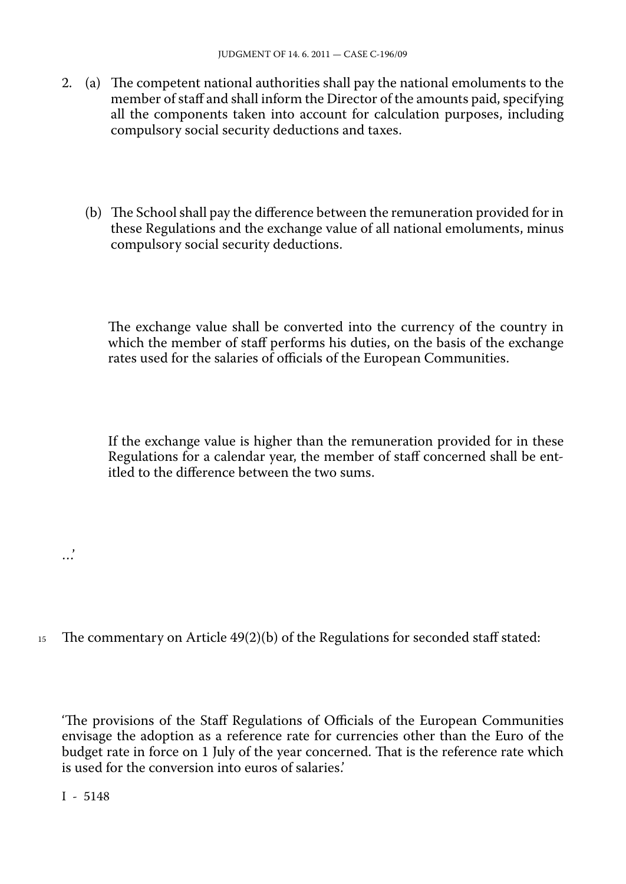2. (a) The competent national authorities shall pay the national emoluments to the member of staff and shall inform the Director of the amounts paid, specifying all the components taken into account for calculation purposes, including compulsory social security deductions and taxes.

   (b) The School shall pay the difference between the remuneration provided for in these Regulations and the exchange value of all national emoluments, minus compulsory social security deductions.

   The exchange value shall be converted into the currency of the country in which the member of staff performs his duties, on the basis of the exchange rates used for the salaries of officials of the European Communities.

   If the exchange value is higher than the remuneration provided for in these Regulations for a calendar year, the member of staff concerned shall be entitled to the difference between the two sums.

…'

15 The commentary on Article 49(2)(b) of the Regulations for seconded staff stated:

'The provisions of the Staff Regulations of Officials of the European Communities envisage the adoption as a reference rate for currencies other than the Euro of the budget rate in force on 1 July of the year concerned. That is the reference rate which is used for the conversion into euros of salaries.'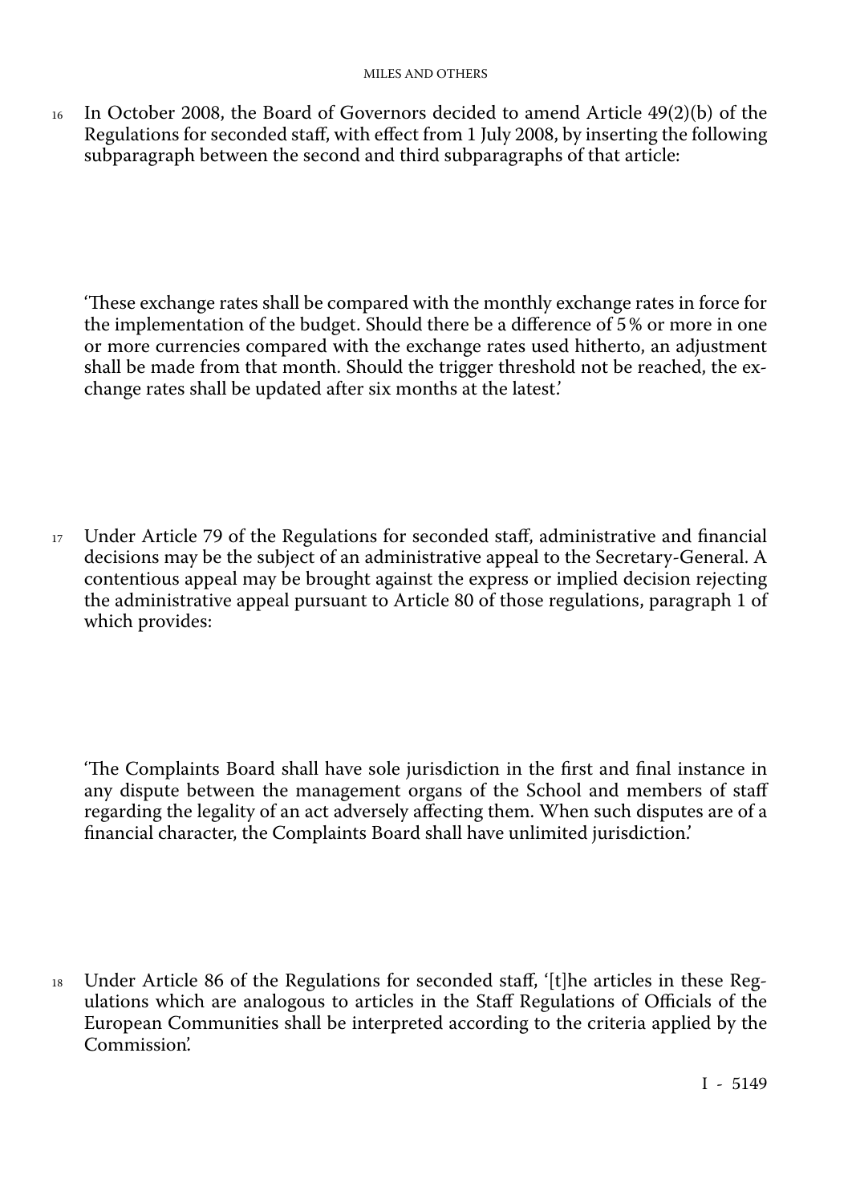16 In October 2008, the Board of Governors decided to amend Article 49(2)(b) of the Regulations for seconded staff, with effect from 1 July 2008, by inserting the following subparagraph between the second and third subparagraphs of that article:

'These exchange rates shall be compared with the monthly exchange rates in force for the implementation of the budget. Should there be a difference of 5% or more in one or more currencies compared with the exchange rates used hitherto, an adjustment shall be made from that month. Should the trigger threshold not be reached, the exchange rates shall be updated after six months at the latest.'

17 Under Article 79 of the Regulations for seconded staff, administrative and financial decisions may be the subject of an administrative appeal to the Secretary-General. A contentious appeal may be brought against the express or implied decision rejecting the administrative appeal pursuant to Article 80 of those regulations, paragraph 1 of which provides:

'The Complaints Board shall have sole jurisdiction in the first and final instance in any dispute between the management organs of the School and members of staff regarding the legality of an act adversely affecting them. When such disputes are of a financial character, the Complaints Board shall have unlimited jurisdiction.'

18 Under Article 86 of the Regulations for seconded staff, '[t]he articles in these Regulations which are analogous to articles in the Staff Regulations of Officials of the European Communities shall be interpreted according to the criteria applied by the Commission.'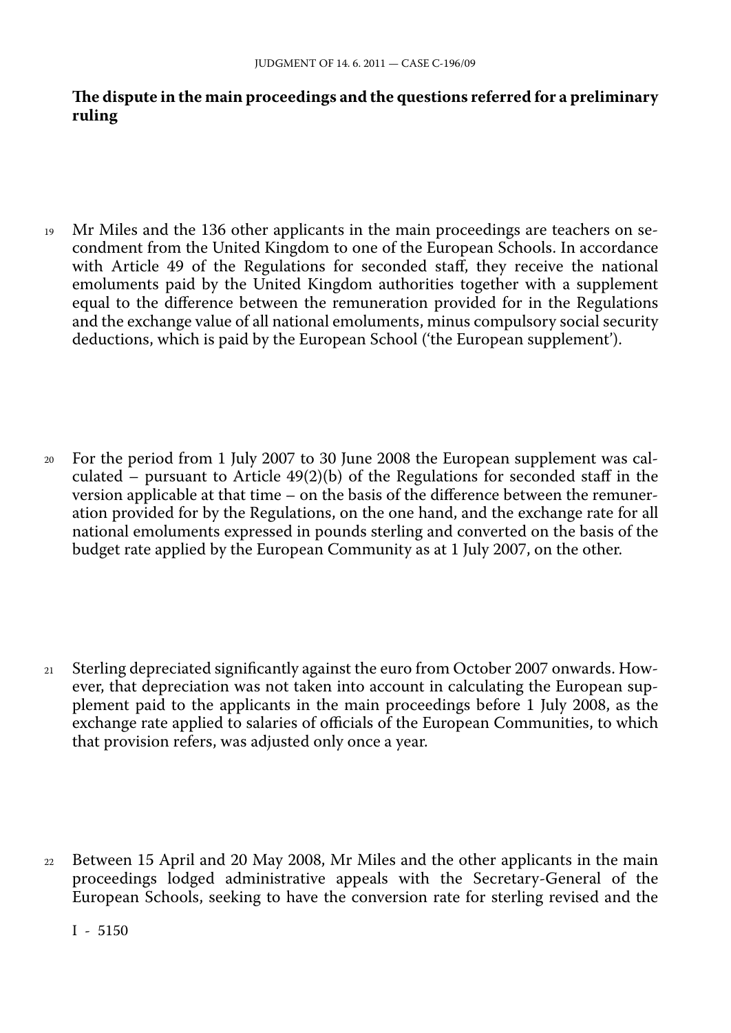**The dispute in the main proceedings and the questions referred for a preliminary ruling**

19 Mr Miles and the 136 other applicants in the main proceedings are teachers on secondment from the United Kingdom to one of the European Schools. In accordance with Article 49 of the Regulations for seconded staff, they receive the national emoluments paid by the United Kingdom authorities together with a supplement equal to the difference between the remuneration provided for in the Regulations and the exchange value of all national emoluments, minus compulsory social security deductions, which is paid by the European School ('the European supplement').

20 For the period from 1 July 2007 to 30 June 2008 the European supplement was calculated – pursuant to Article 49(2)(b) of the Regulations for seconded staff in the version applicable at that time – on the basis of the difference between the remuneration provided for by the Regulations, on the one hand, and the exchange rate for all national emoluments expressed in pounds sterling and converted on the basis of the budget rate applied by the European Community as at 1 July 2007, on the other.

21 Sterling depreciated significantly against the euro from October 2007 onwards. However, that depreciation was not taken into account in calculating the European supplement paid to the applicants in the main proceedings before 1 July 2008, as the exchange rate applied to salaries of officials of the European Communities, to which that provision refers, was adjusted only once a year.

22 Between 15 April and 20 May 2008, Mr Miles and the other applicants in the main proceedings lodged administrative appeals with the Secretary-General of the European Schools, seeking to have the conversion rate for sterling revised and the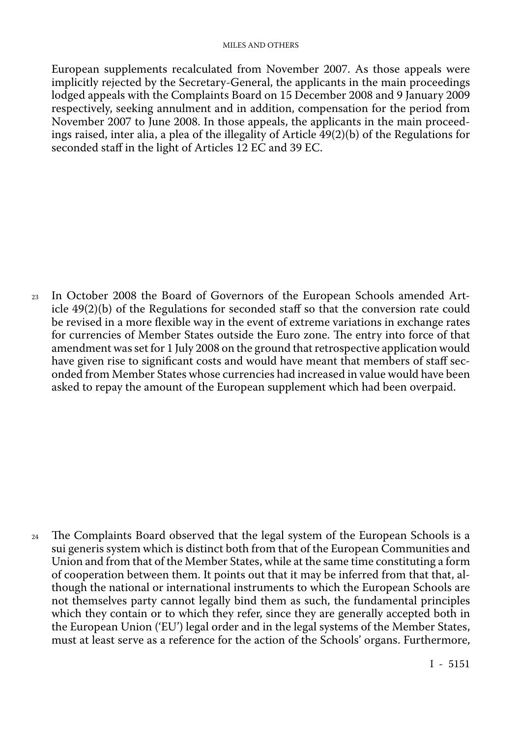European supplements recalculated from November 2007. As those appeals were implicitly rejected by the Secretary-General, the applicants in the main proceedings lodged appeals with the Complaints Board on 15 December 2008 and 9 January 2009 respectively, seeking annulment and in addition, compensation for the period from November 2007 to June 2008. In those appeals, the applicants in the main proceedings raised, inter alia, a plea of the illegality of Article 49(2)(b) of the Regulations for seconded staff in the light of Articles 12 EC and 39 EC.

23 In October 2008 the Board of Governors of the European Schools amended Article 49(2)(b) of the Regulations for seconded staff so that the conversion rate could be revised in a more flexible way in the event of extreme variations in exchange rates for currencies of Member States outside the Euro zone. The entry into force of that amendment was set for 1 July 2008 on the ground that retrospective application would have given rise to significant costs and would have meant that members of staff seconded from Member States whose currencies had increased in value would have been asked to repay the amount of the European supplement which had been overpaid.

24 The Complaints Board observed that the legal system of the European Schools is a sui generis system which is distinct both from that of the European Communities and Union and from that of the Member States, while at the same time constituting a form of cooperation between them. It points out that it may be inferred from that that, although the national or international instruments to which the European Schools are not themselves party cannot legally bind them as such, the fundamental principles which they contain or to which they refer, since they are generally accepted both in the European Union ('EU') legal order and in the legal systems of the Member States, must at least serve as a reference for the action of the Schools' organs. Furthermore,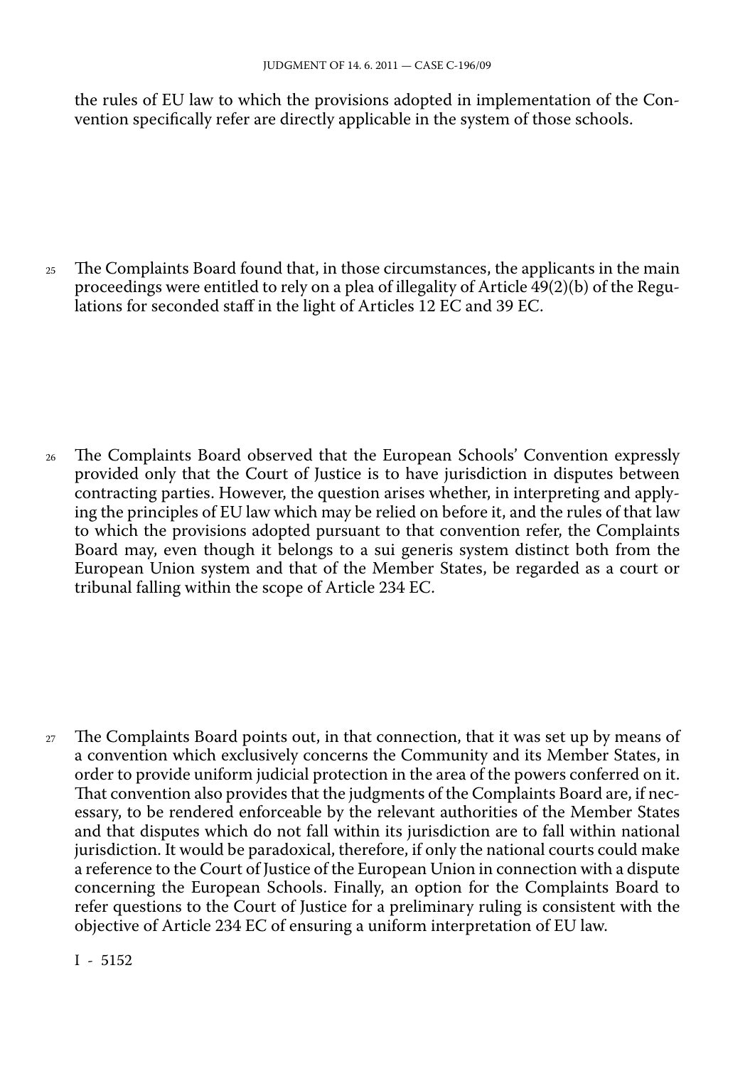the rules of EU law to which the provisions adopted in implementation of the Convention specifically refer are directly applicable in the system of those schools.

25 The Complaints Board found that, in those circumstances, the applicants in the main proceedings were entitled to rely on a plea of illegality of Article 49(2)(b) of the Regulations for seconded staff in the light of Articles 12 EC and 39 EC.

26 The Complaints Board observed that the European Schools' Convention expressly provided only that the Court of Justice is to have jurisdiction in disputes between contracting parties. However, the question arises whether, in interpreting and applying the principles of EU law which may be relied on before it, and the rules of that law to which the provisions adopted pursuant to that convention refer, the Complaints Board may, even though it belongs to a sui generis system distinct both from the European Union system and that of the Member States, be regarded as a court or tribunal falling within the scope of Article 234 EC.

27 The Complaints Board points out, in that connection, that it was set up by means of a convention which exclusively concerns the Community and its Member States, in order to provide uniform judicial protection in the area of the powers conferred on it. That convention also provides that the judgments of the Complaints Board are, if necessary, to be rendered enforceable by the relevant authorities of the Member States and that disputes which do not fall within its jurisdiction are to fall within national jurisdiction. It would be paradoxical, therefore, if only the national courts could make a reference to the Court of Justice of the European Union in connection with a dispute concerning the European Schools. Finally, an option for the Complaints Board to refer questions to the Court of Justice for a preliminary ruling is consistent with the objective of Article 234 EC of ensuring a uniform interpretation of EU law.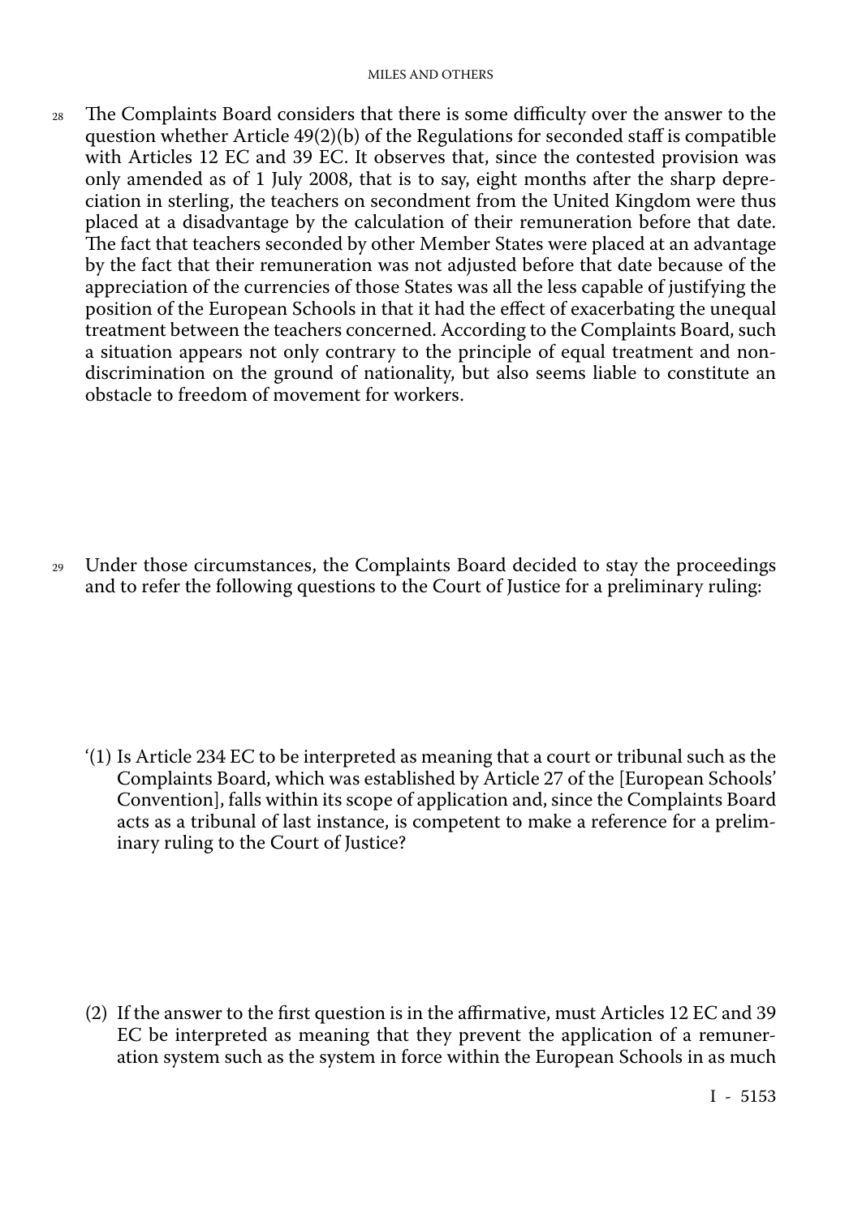28 The Complaints Board considers that there is some difficulty over the answer to the question whether Article 49(2)(b) of the Regulations for seconded staff is compatible with Articles 12 EC and 39 EC. It observes that, since the contested provision was only amended as of 1 July 2008, that is to say, eight months after the sharp depreciation in sterling, the teachers on secondment from the United Kingdom were thus placed at a disadvantage by the calculation of their remuneration before that date. The fact that teachers seconded by other Member States were placed at an advantage by the fact that their remuneration was not adjusted before that date because of the appreciation of the currencies of those States was all the less capable of justifying the position of the European Schools in that it had the effect of exacerbating the unequal treatment between the teachers concerned. According to the Complaints Board, such a situation appears not only contrary to the principle of equal treatment and non-discrimination on the ground of nationality, but also seems liable to constitute an obstacle to freedom of movement for workers.

29 Under those circumstances, the Complaints Board decided to stay the proceedings and to refer the following questions to the Court of Justice for a preliminary ruling:

'(1) Is Article 234 EC to be interpreted as meaning that a court or tribunal such as the Complaints Board, which was established by Article 27 of the [European Schools' Convention], falls within its scope of application and, since the Complaints Board acts as a tribunal of last instance, is competent to make a reference for a preliminary ruling to the Court of Justice?

(2) If the answer to the first question is in the affirmative, must Articles 12 EC and 39 EC be interpreted as meaning that they prevent the application of a remuneration system such as the system in force within the European Schools in as much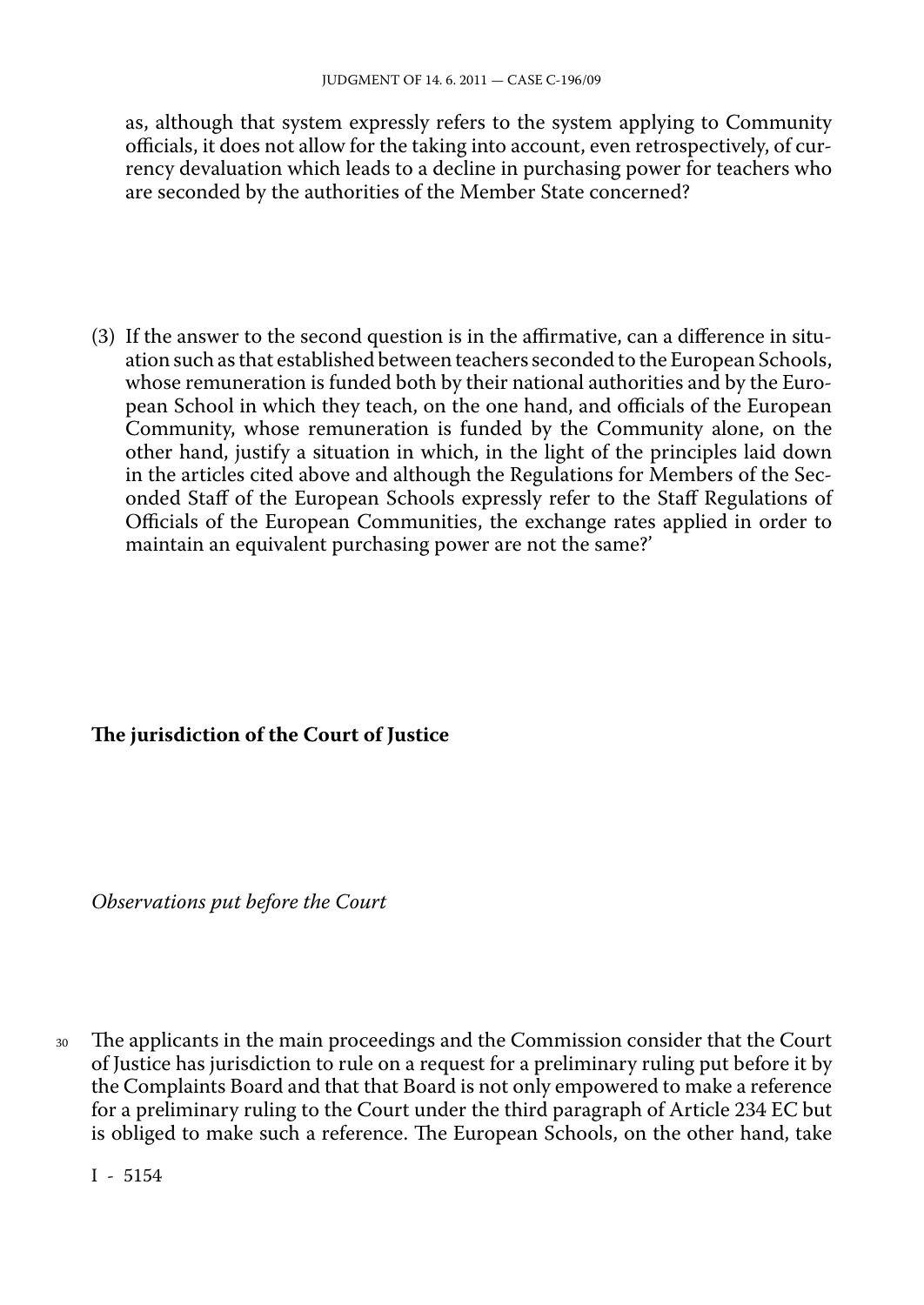as, although that system expressly refers to the system applying to Community officials, it does not allow for the taking into account, even retrospectively, of currency devaluation which leads to a decline in purchasing power for teachers who are seconded by the authorities of the Member State concerned?

(3) If the answer to the second question is in the affirmative, can a difference in situation such as that established between teachers seconded to the European Schools, whose remuneration is funded both by their national authorities and by the European School in which they teach, on the one hand, and officials of the European Community, whose remuneration is funded by the Community alone, on the other hand, justify a situation in which, in the light of the principles laid down in the articles cited above and although the Regulations for Members of the Seconded Staff of the European Schools expressly refer to the Staff Regulations of Officials of the European Communities, the exchange rates applied in order to maintain an equivalent purchasing power are not the same?'

**The jurisdiction of the Court of Justice**

*Observations put before the Court*

30 The applicants in the main proceedings and the Commission consider that the Court of Justice has jurisdiction to rule on a request for a preliminary ruling put before it by the Complaints Board and that that Board is not only empowered to make a reference for a preliminary ruling to the Court under the third paragraph of Article 234 EC but is obliged to make such a reference. The European Schools, on the other hand, take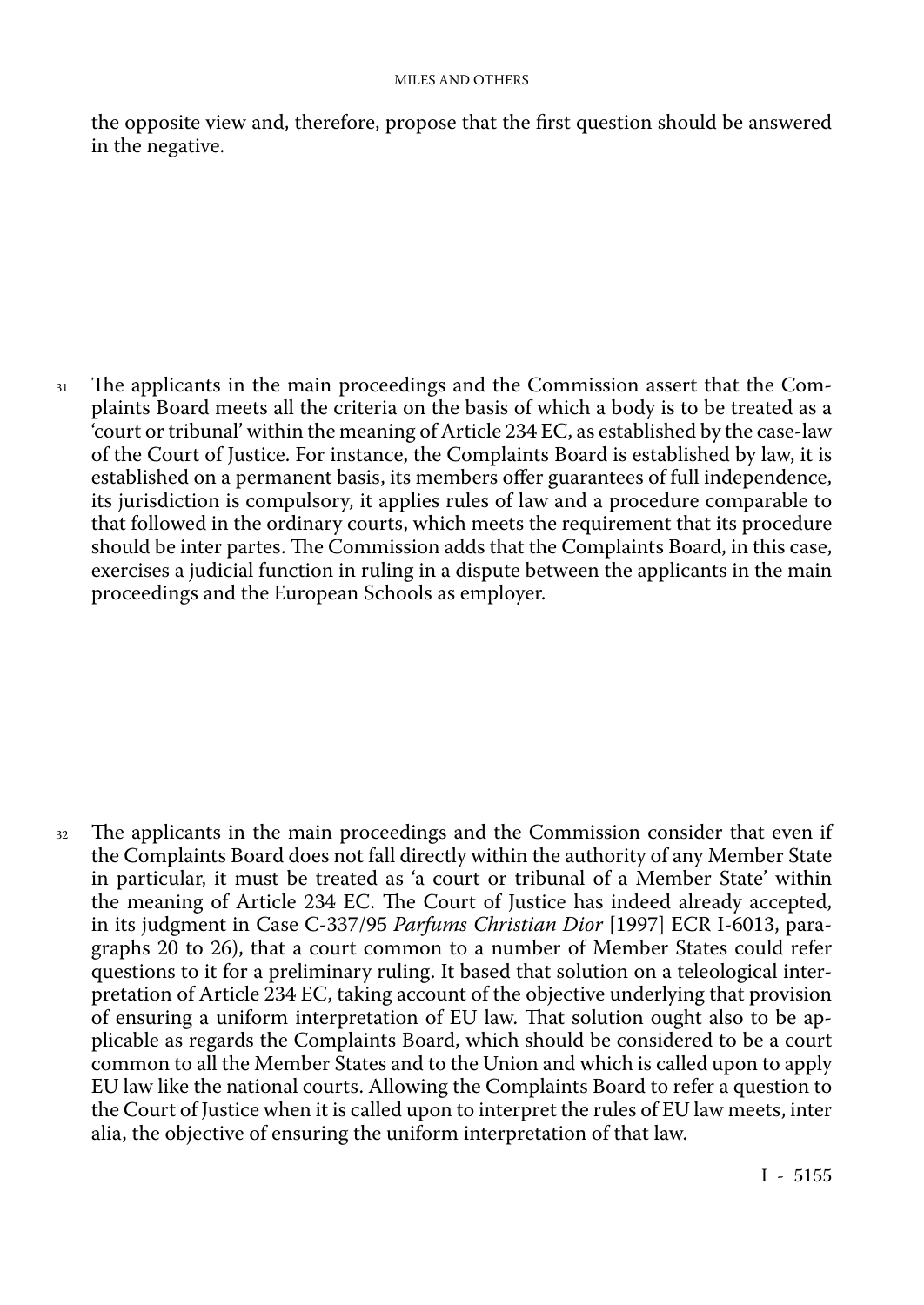the opposite view and, therefore, propose that the first question should be answered in the negative.

31 The applicants in the main proceedings and the Commission assert that the Complaints Board meets all the criteria on the basis of which a body is to be treated as a 'court or tribunal' within the meaning of Article 234 EC, as established by the case-law of the Court of Justice. For instance, the Complaints Board is established by law, it is established on a permanent basis, its members offer guarantees of full independence, its jurisdiction is compulsory, it applies rules of law and a procedure comparable to that followed in the ordinary courts, which meets the requirement that its procedure should be inter partes. The Commission adds that the Complaints Board, in this case, exercises a judicial function in ruling in a dispute between the applicants in the main proceedings and the European Schools as employer.

32 The applicants in the main proceedings and the Commission consider that even if the Complaints Board does not fall directly within the authority of any Member State in particular, it must be treated as 'a court or tribunal of a Member State' within the meaning of Article 234 EC. The Court of Justice has indeed already accepted, in its judgment in Case C-337/95 *Parfums Christian Dior* [1997] ECR I-6013, paragraphs 20 to 26), that a court common to a number of Member States could refer questions to it for a preliminary ruling. It based that solution on a teleological interpretation of Article 234 EC, taking account of the objective underlying that provision of ensuring a uniform interpretation of EU law. That solution ought also to be applicable as regards the Complaints Board, which should be considered to be a court common to all the Member States and to the Union and which is called upon to apply EU law like the national courts. Allowing the Complaints Board to refer a question to the Court of Justice when it is called upon to interpret the rules of EU law meets, inter alia, the objective of ensuring the uniform interpretation of that law.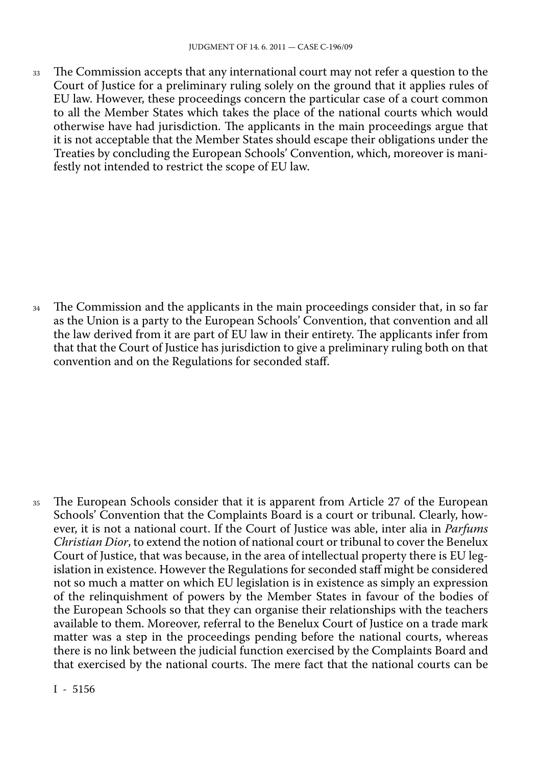33 The Commission accepts that any international court may not refer a question to the Court of Justice for a preliminary ruling solely on the ground that it applies rules of EU law. However, these proceedings concern the particular case of a court common to all the Member States which takes the place of the national courts which would otherwise have had jurisdiction. The applicants in the main proceedings argue that it is not acceptable that the Member States should escape their obligations under the Treaties by concluding the European Schools' Convention, which, moreover is manifestly not intended to restrict the scope of EU law.

34 The Commission and the applicants in the main proceedings consider that, in so far as the Union is a party to the European Schools' Convention, that convention and all the law derived from it are part of EU law in their entirety. The applicants infer from that that the Court of Justice has jurisdiction to give a preliminary ruling both on that convention and on the Regulations for seconded staff.

35 The European Schools consider that it is apparent from Article 27 of the European Schools' Convention that the Complaints Board is a court or tribunal. Clearly, however, it is not a national court. If the Court of Justice was able, inter alia in *Parfums Christian Dior*, to extend the notion of national court or tribunal to cover the Benelux Court of Justice, that was because, in the area of intellectual property there is EU legislation in existence. However the Regulations for seconded staff might be considered not so much a matter on which EU legislation is in existence as simply an expression of the relinquishment of powers by the Member States in favour of the bodies of the European Schools so that they can organise their relationships with the teachers available to them. Moreover, referral to the Benelux Court of Justice on a trade mark matter was a step in the proceedings pending before the national courts, whereas there is no link between the judicial function exercised by the Complaints Board and that exercised by the national courts. The mere fact that the national courts can be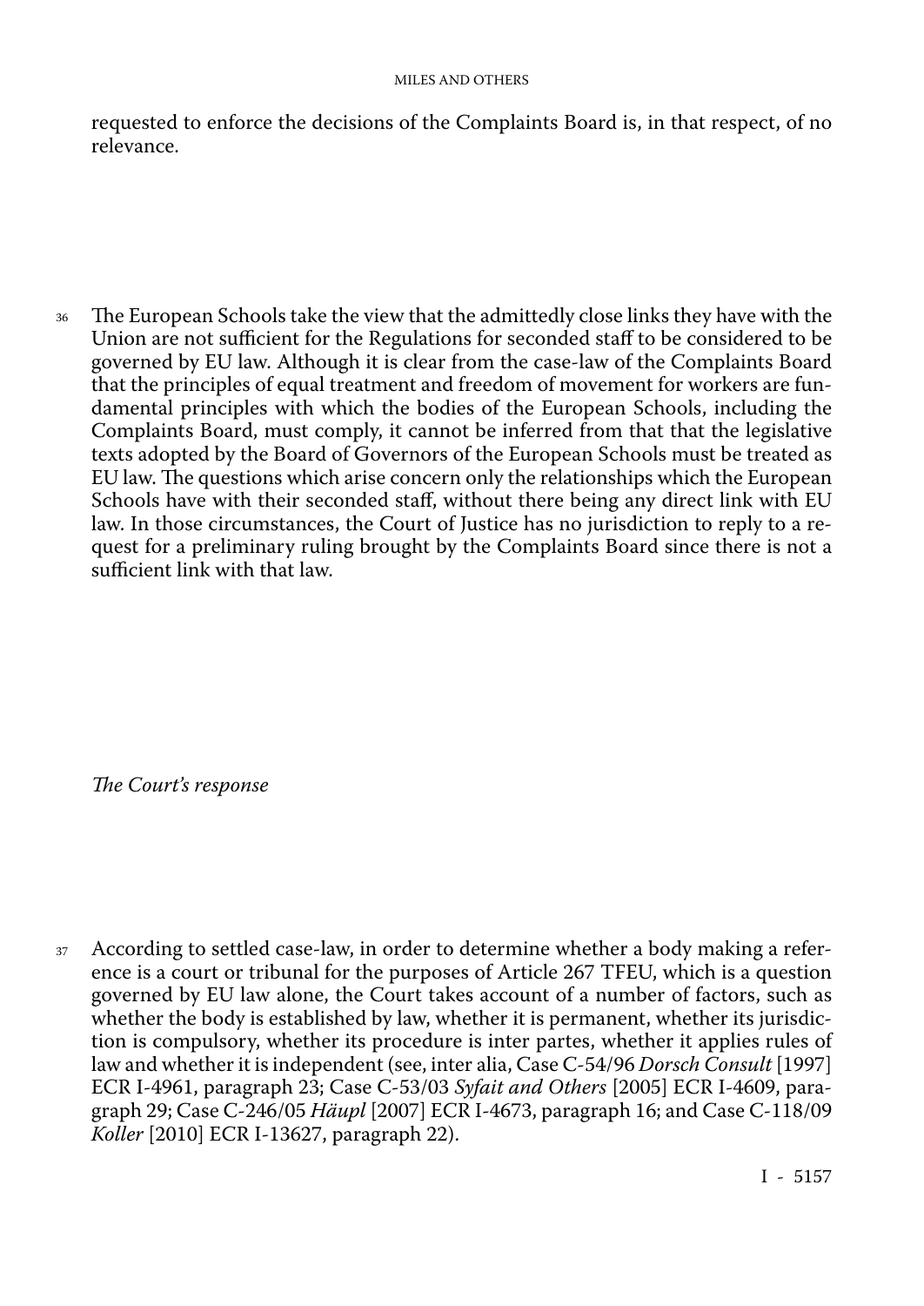requested to enforce the decisions of the Complaints Board is, in that respect, of no relevance.

36 The European Schools take the view that the admittedly close links they have with the Union are not sufficient for the Regulations for seconded staff to be considered to be governed by EU law. Although it is clear from the case-law of the Complaints Board that the principles of equal treatment and freedom of movement for workers are fundamental principles with which the bodies of the European Schools, including the Complaints Board, must comply, it cannot be inferred from that that the legislative texts adopted by the Board of Governors of the European Schools must be treated as EU law. The questions which arise concern only the relationships which the European Schools have with their seconded staff, without there being any direct link with EU law. In those circumstances, the Court of Justice has no jurisdiction to reply to a request for a preliminary ruling brought by the Complaints Board since there is not a sufficient link with that law.

*The Court's response*

37 According to settled case-law, in order to determine whether a body making a reference is a court or tribunal for the purposes of Article 267 TFEU, which is a question governed by EU law alone, the Court takes account of a number of factors, such as whether the body is established by law, whether it is permanent, whether its jurisdiction is compulsory, whether its procedure is inter partes, whether it applies rules of law and whether it is independent (see, inter alia, Case C-54/96 *Dorsch Consult* [1997] ECR I-4961, paragraph 23; Case C-53/03 *Syfait and Others* [2005] ECR I-4609, paragraph 29; Case C-246/05 *Häupl* [2007] ECR I-4673, paragraph 16; and Case C-118/09 *Koller* [2010] ECR I-13627, paragraph 22).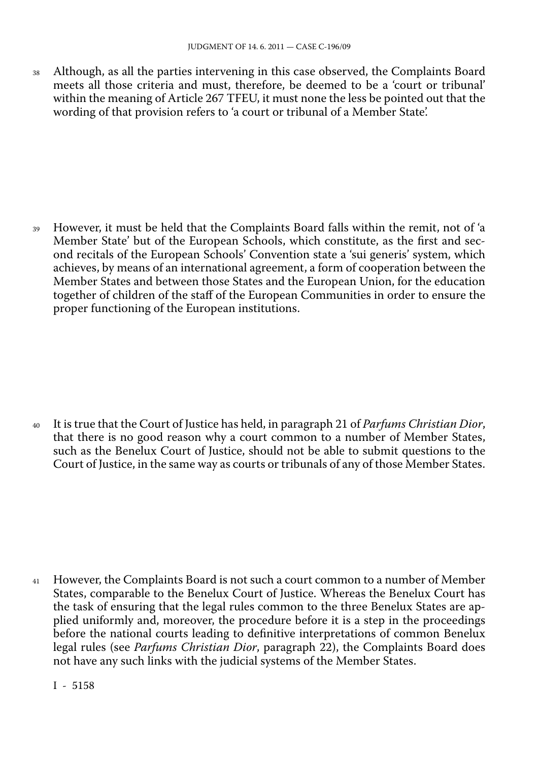38 Although, as all the parties intervening in this case observed, the Complaints Board meets all those criteria and must, therefore, be deemed to be a 'court or tribunal' within the meaning of Article 267 TFEU, it must none the less be pointed out that the wording of that provision refers to 'a court or tribunal of a Member State'.

39 However, it must be held that the Complaints Board falls within the remit, not of 'a Member State' but of the European Schools, which constitute, as the first and second recitals of the European Schools' Convention state a 'sui generis' system, which achieves, by means of an international agreement, a form of cooperation between the Member States and between those States and the European Union, for the education together of children of the staff of the European Communities in order to ensure the proper functioning of the European institutions.

40 It is true that the Court of Justice has held, in paragraph 21 of *Parfums Christian Dior*, that there is no good reason why a court common to a number of Member States, such as the Benelux Court of Justice, should not be able to submit questions to the Court of Justice, in the same way as courts or tribunals of any of those Member States.

41 However, the Complaints Board is not such a court common to a number of Member States, comparable to the Benelux Court of Justice. Whereas the Benelux Court has the task of ensuring that the legal rules common to the three Benelux States are applied uniformly and, moreover, the procedure before it is a step in the proceedings before the national courts leading to definitive interpretations of common Benelux legal rules (see *Parfums Christian Dior*, paragraph 22), the Complaints Board does not have any such links with the judicial systems of the Member States.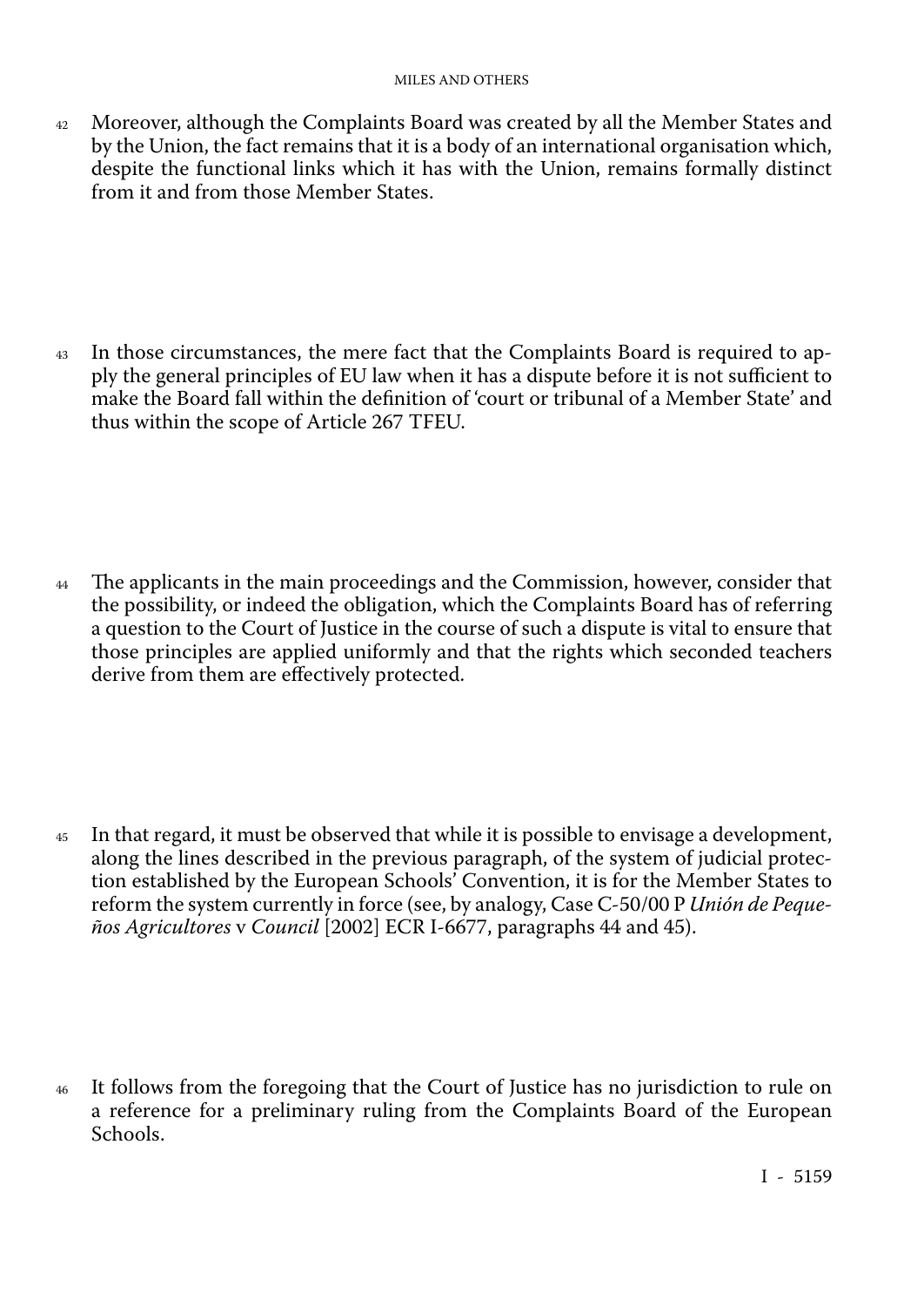42 Moreover, although the Complaints Board was created by all the Member States and by the Union, the fact remains that it is a body of an international organisation which, despite the functional links which it has with the Union, remains formally distinct from it and from those Member States.

43 In those circumstances, the mere fact that the Complaints Board is required to apply the general principles of EU law when it has a dispute before it is not sufficient to make the Board fall within the definition of 'court or tribunal of a Member State' and thus within the scope of Article 267 TFEU.

44 The applicants in the main proceedings and the Commission, however, consider that the possibility, or indeed the obligation, which the Complaints Board has of referring a question to the Court of Justice in the course of such a dispute is vital to ensure that those principles are applied uniformly and that the rights which seconded teachers derive from them are effectively protected.

45 In that regard, it must be observed that while it is possible to envisage a development, along the lines described in the previous paragraph, of the system of judicial protection established by the European Schools' Convention, it is for the Member States to reform the system currently in force (see, by analogy, Case C-50/00 P *Unión de Pequeños Agricultores* v *Council* [2002] ECR I-6677, paragraphs 44 and 45).

46 It follows from the foregoing that the Court of Justice has no jurisdiction to rule on a reference for a preliminary ruling from the Complaints Board of the European Schools.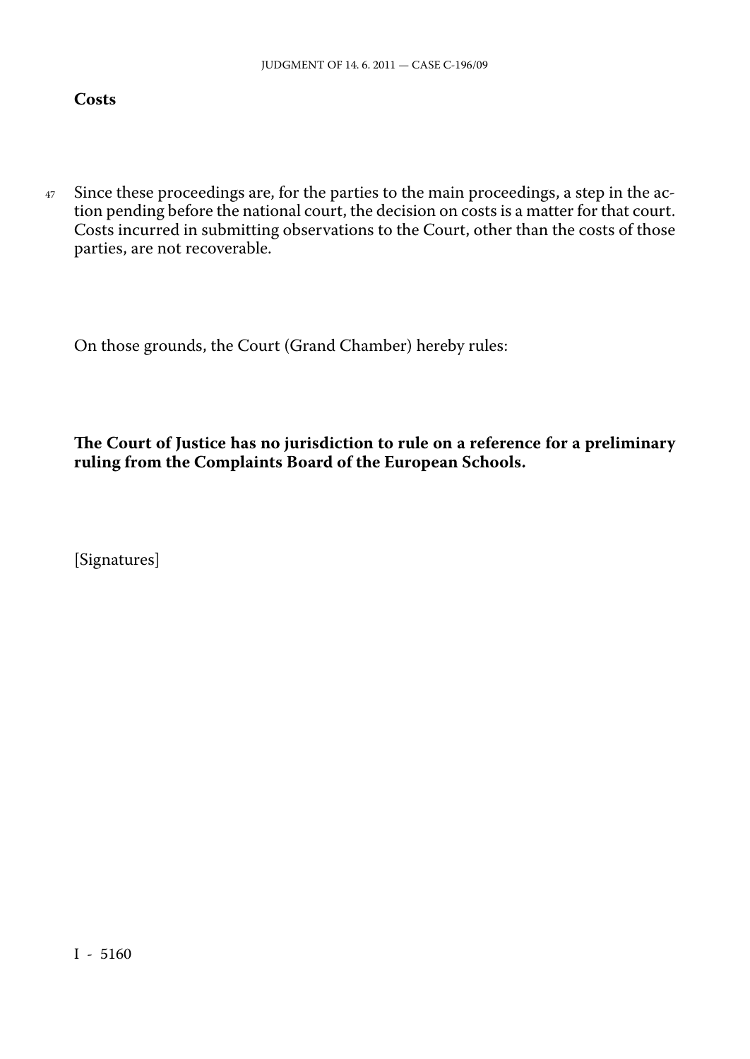## Costs

47 Since these proceedings are, for the parties to the main proceedings, a step in the action pending before the national court, the decision on costs is a matter for that court. Costs incurred in submitting observations to the Court, other than the costs of those parties, are not recoverable.

On those grounds, the Court (Grand Chamber) hereby rules:

**The Court of Justice has no jurisdiction to rule on a reference for a preliminary ruling from the Complaints Board of the European Schools.**

[Signatures]